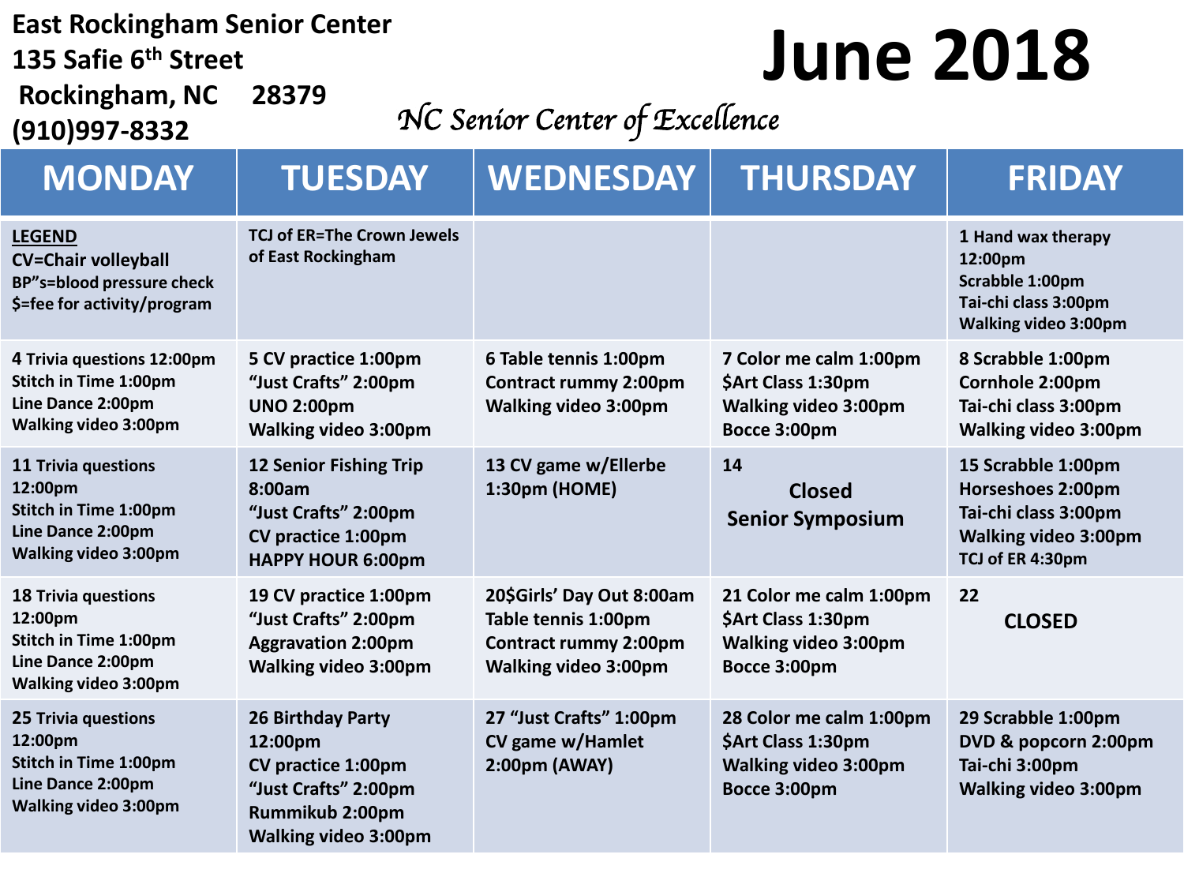**East Rockingham Senior Center**
**135 Safie 6th Street**
**Rockingham, NC 28379**
**(910)997-8332**

# June 2018

*NC Senior Center of Excellence*

| MONDAY | TUESDAY | WEDNESDAY | THURSDAY | FRIDAY |
|---|---|---|---|---|
| **LEGEND**<br>CV=Chair volleyball<br>BP"s=blood pressure check<br>$=fee for activity/program | TCJ of ER=The Crown Jewels of East Rockingham | | | 1 Hand wax therapy 12:00pm<br>Scrabble 1:00pm<br>Tai-chi class 3:00pm<br>Walking video 3:00pm |
| 4 Trivia questions 12:00pm<br>Stitch in Time 1:00pm<br>Line Dance 2:00pm<br>Walking video 3:00pm | 5 CV practice 1:00pm<br>"Just Crafts" 2:00pm<br>UNO 2:00pm<br>Walking video 3:00pm | 6 Table tennis 1:00pm<br>Contract rummy 2:00pm<br>Walking video 3:00pm | 7 Color me calm 1:00pm<br>$Art Class 1:30pm<br>Walking video 3:00pm<br>Bocce 3:00pm | 8 Scrabble 1:00pm<br>Cornhole 2:00pm<br>Tai-chi class 3:00pm<br>Walking video 3:00pm |
| 11 Trivia questions 12:00pm<br>Stitch in Time 1:00pm<br>Line Dance 2:00pm<br>Walking video 3:00pm | 12 Senior Fishing Trip 8:00am<br>"Just Crafts" 2:00pm<br>CV practice 1:00pm<br>HAPPY HOUR 6:00pm | 13 CV game w/Ellerbe 1:30pm (HOME) | 14<br>Closed<br>Senior Symposium | 15 Scrabble 1:00pm<br>Horseshoes 2:00pm<br>Tai-chi class 3:00pm<br>Walking video 3:00pm<br>TCJ of ER 4:30pm |
| 18 Trivia questions 12:00pm<br>Stitch in Time 1:00pm<br>Line Dance 2:00pm<br>Walking video 3:00pm | 19 CV practice 1:00pm<br>"Just Crafts" 2:00pm<br>Aggravation 2:00pm<br>Walking video 3:00pm | 20$Girls' Day Out 8:00am<br>Table tennis 1:00pm<br>Contract rummy 2:00pm<br>Walking video 3:00pm | 21 Color me calm 1:00pm<br>$Art Class 1:30pm<br>Walking video 3:00pm<br>Bocce 3:00pm | 22<br>CLOSED |
| 25 Trivia questions 12:00pm<br>Stitch in Time 1:00pm<br>Line Dance 2:00pm<br>Walking video 3:00pm | 26 Birthday Party 12:00pm<br>CV practice 1:00pm<br>"Just Crafts" 2:00pm<br>Rummikub 2:00pm<br>Walking video 3:00pm | 27 "Just Crafts" 1:00pm<br>CV game w/Hamlet 2:00pm (AWAY) | 28 Color me calm 1:00pm<br>$Art Class 1:30pm<br>Walking video 3:00pm<br>Bocce 3:00pm | 29 Scrabble 1:00pm<br>DVD & popcorn 2:00pm<br>Tai-chi 3:00pm<br>Walking video 3:00pm |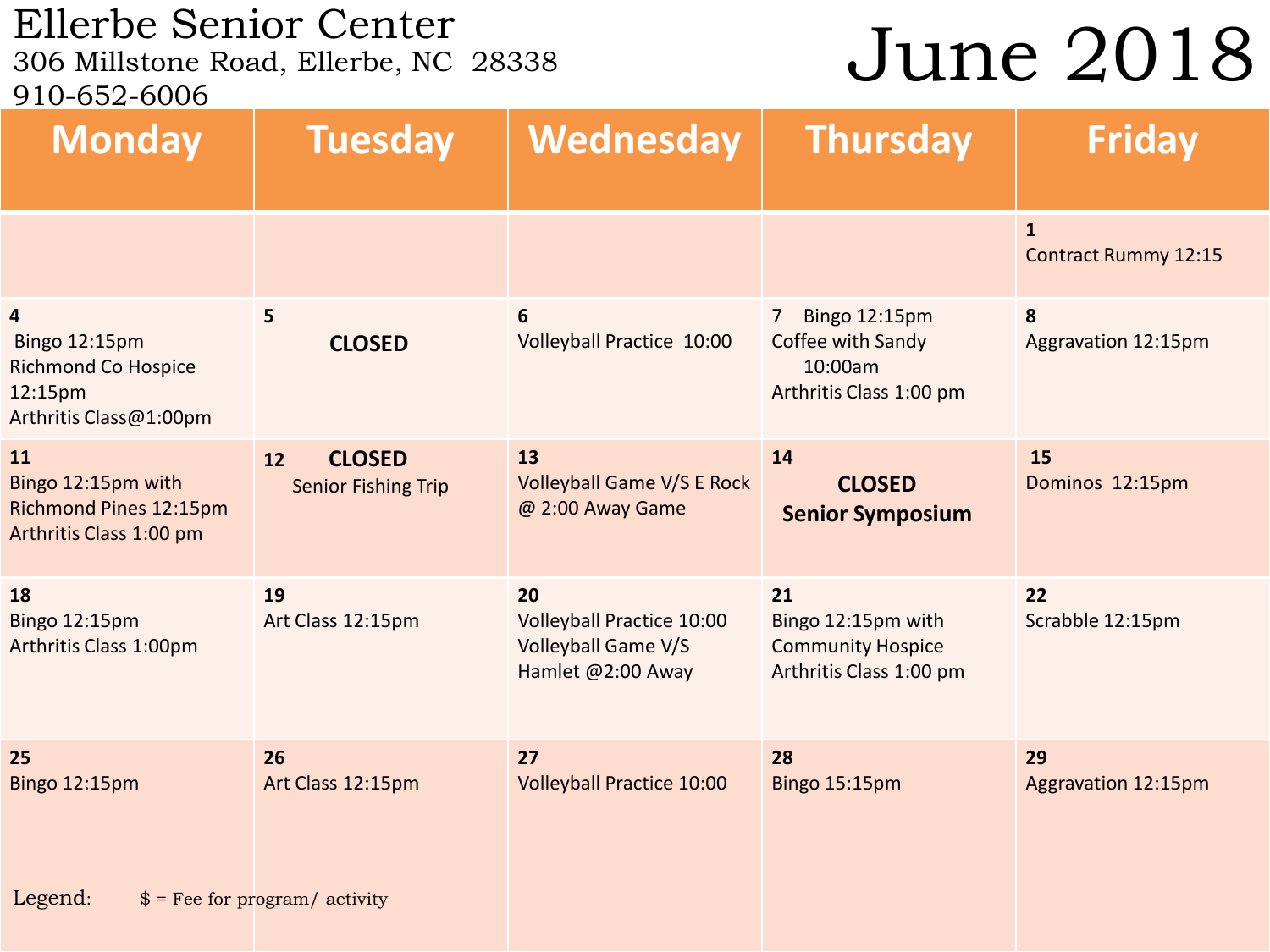# Ellerbe Senior Center

306 Millstone Road, Ellerbe, NC 28338

910-652-6006

# June 2018

| Monday | Tuesday | Wednesday | Thursday | Friday |
|---|---|---|---|---|
| | | | | **1** Contract Rummy 12:15 |
| **4** Bingo 12:15pm Richmond Co Hospice 12:15pm Arthritis Class@1:00pm | **5** **CLOSED** | **6** Volleyball Practice 10:00 | **7** Bingo 12:15pm Coffee with Sandy 10:00am Arthritis Class 1:00 pm | **8** Aggravation 12:15pm |
| **11** Bingo 12:15pm with Richmond Pines 12:15pm Arthritis Class 1:00 pm | **12** **CLOSED** Senior Fishing Trip | **13** Volleyball Game V/S E Rock @ 2:00 Away Game | **14** **CLOSED** **Senior Symposium** | **15** Dominos 12:15pm |
| **18** Bingo 12:15pm Arthritis Class 1:00pm | **19** Art Class 12:15pm | **20** Volleyball Practice 10:00 Volleyball Game V/S Hamlet @2:00 Away | **21** Bingo 12:15pm with Community Hospice Arthritis Class 1:00 pm | **22** Scrabble 12:15pm |
| **25** Bingo 12:15pm | **26** Art Class 12:15pm | **27** Volleyball Practice 10:00 | **28** Bingo 15:15pm | **29** Aggravation 12:15pm |

Legend: $ = Fee for program/ activity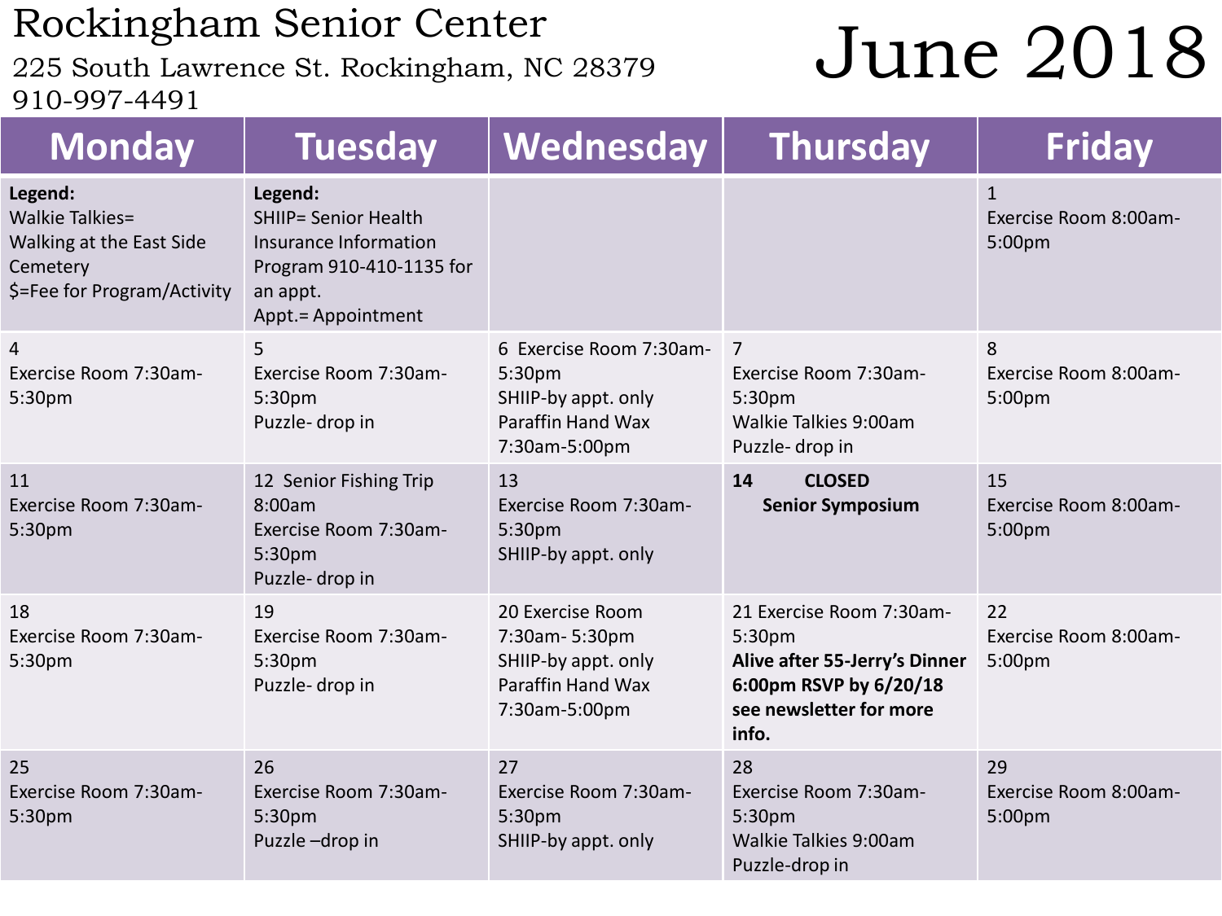# Rockingham Senior Center

225 South Lawrence St. Rockingham, NC 28379

910-997-4491

# June 2018

| Monday | Tuesday | Wednesday | Thursday | Friday |
|---|---|---|---|---|
| **Legend:**<br>Walkie Talkies= Walking at the East Side Cemetery<br>$=Fee for Program/Activity | **Legend:**<br>SHIIP= Senior Health Insurance Information Program 910-410-1135 for an appt.<br>Appt.= Appointment | | | 1<br>Exercise Room 8:00am-5:00pm |
| 4<br>Exercise Room 7:30am-5:30pm | 5<br>Exercise Room 7:30am-5:30pm<br>Puzzle- drop in | 6 Exercise Room 7:30am-5:30pm<br>SHIIP-by appt. only<br>Paraffin Hand Wax 7:30am-5:00pm | 7<br>Exercise Room 7:30am-5:30pm<br>Walkie Talkies 9:00am<br>Puzzle- drop in | 8<br>Exercise Room 8:00am-5:00pm |
| 11<br>Exercise Room 7:30am-5:30pm | 12 Senior Fishing Trip 8:00am<br>Exercise Room 7:30am-5:30pm<br>Puzzle- drop in | 13<br>Exercise Room 7:30am-5:30pm<br>SHIIP-by appt. only | **14 CLOSED**<br>**Senior Symposium** | 15<br>Exercise Room 8:00am-5:00pm |
| 18<br>Exercise Room 7:30am-5:30pm | 19<br>Exercise Room 7:30am-5:30pm<br>Puzzle- drop in | 20 Exercise Room 7:30am- 5:30pm<br>SHIIP-by appt. only<br>Paraffin Hand Wax 7:30am-5:00pm | 21 Exercise Room 7:30am-5:30pm<br>**Alive after 55-Jerry's Dinner 6:00pm RSVP by 6/20/18 see newsletter for more info.** | 22<br>Exercise Room 8:00am-5:00pm |
| 25<br>Exercise Room 7:30am-5:30pm | 26<br>Exercise Room 7:30am-5:30pm<br>Puzzle –drop in | 27<br>Exercise Room 7:30am-5:30pm<br>SHIIP-by appt. only | 28<br>Exercise Room 7:30am-5:30pm<br>Walkie Talkies 9:00am<br>Puzzle-drop in | 29<br>Exercise Room 8:00am-5:00pm |